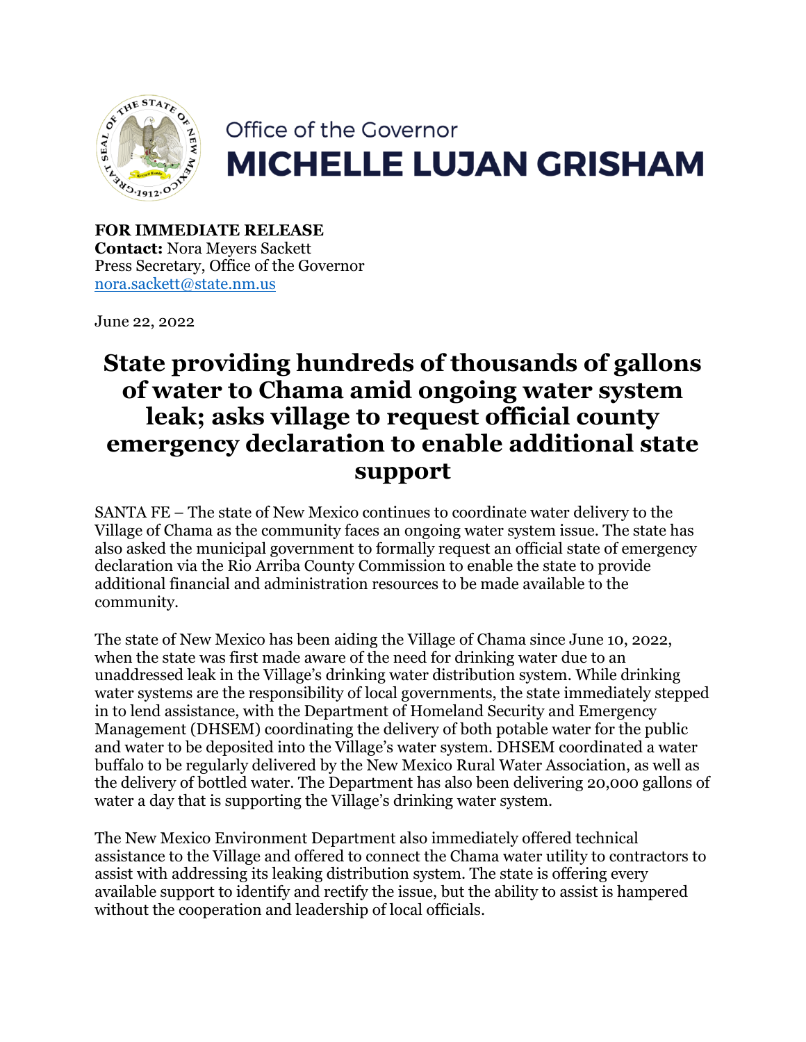Office of the Governor

**MICHELLE LUJAN GRISHAM**

**FOR IMMEDIATE RELEASE**
**Contact:** Nora Meyers Sackett
Press Secretary, Office of the Governor
nora.sackett@state.nm.us

June 22, 2022

# State providing hundreds of thousands of gallons of water to Chama amid ongoing water system leak; asks village to request official county emergency declaration to enable additional state support

SANTA FE – The state of New Mexico continues to coordinate water delivery to the Village of Chama as the community faces an ongoing water system issue. The state has also asked the municipal government to formally request an official state of emergency declaration via the Rio Arriba County Commission to enable the state to provide additional financial and administration resources to be made available to the community.

The state of New Mexico has been aiding the Village of Chama since June 10, 2022, when the state was first made aware of the need for drinking water due to an unaddressed leak in the Village's drinking water distribution system. While drinking water systems are the responsibility of local governments, the state immediately stepped in to lend assistance, with the Department of Homeland Security and Emergency Management (DHSEM) coordinating the delivery of both potable water for the public and water to be deposited into the Village's water system. DHSEM coordinated a water buffalo to be regularly delivered by the New Mexico Rural Water Association, as well as the delivery of bottled water. The Department has also been delivering 20,000 gallons of water a day that is supporting the Village's drinking water system.

The New Mexico Environment Department also immediately offered technical assistance to the Village and offered to connect the Chama water utility to contractors to assist with addressing its leaking distribution system. The state is offering every available support to identify and rectify the issue, but the ability to assist is hampered without the cooperation and leadership of local officials.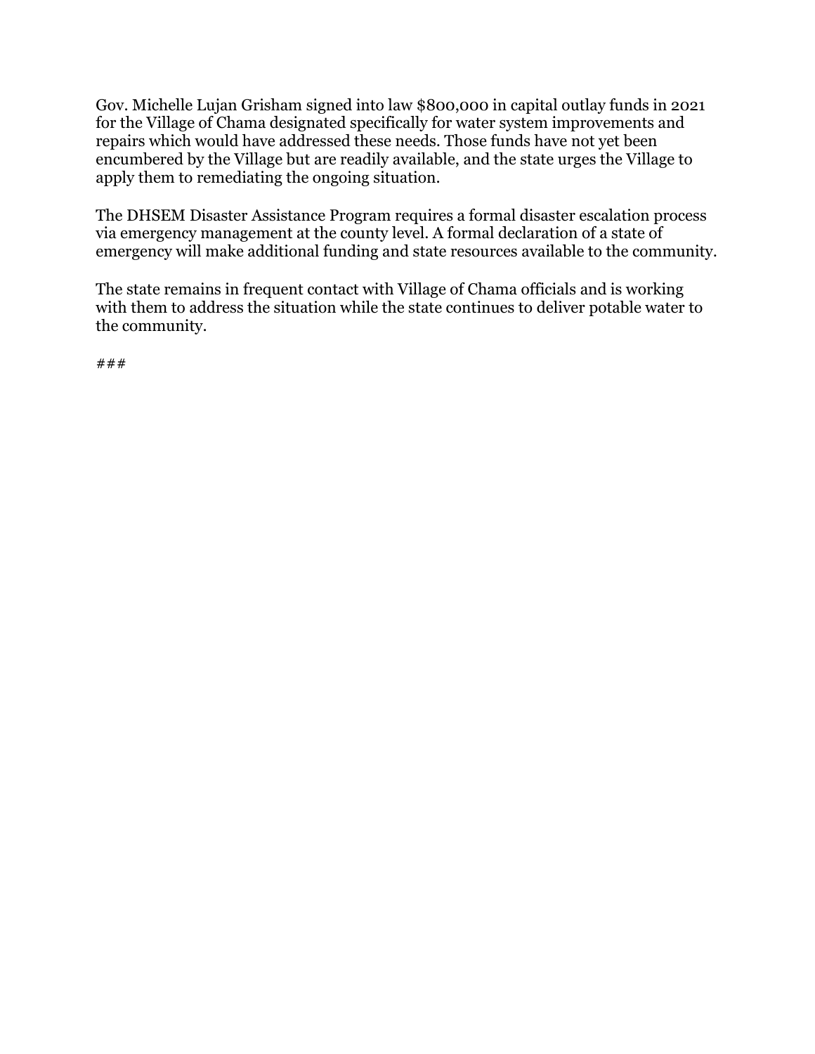Gov. Michelle Lujan Grisham signed into law $800,000 in capital outlay funds in 2021 for the Village of Chama designated specifically for water system improvements and repairs which would have addressed these needs. Those funds have not yet been encumbered by the Village but are readily available, and the state urges the Village to apply them to remediating the ongoing situation.

The DHSEM Disaster Assistance Program requires a formal disaster escalation process via emergency management at the county level. A formal declaration of a state of emergency will make additional funding and state resources available to the community.

The state remains in frequent contact with Village of Chama officials and is working with them to address the situation while the state continues to deliver potable water to the community.

###